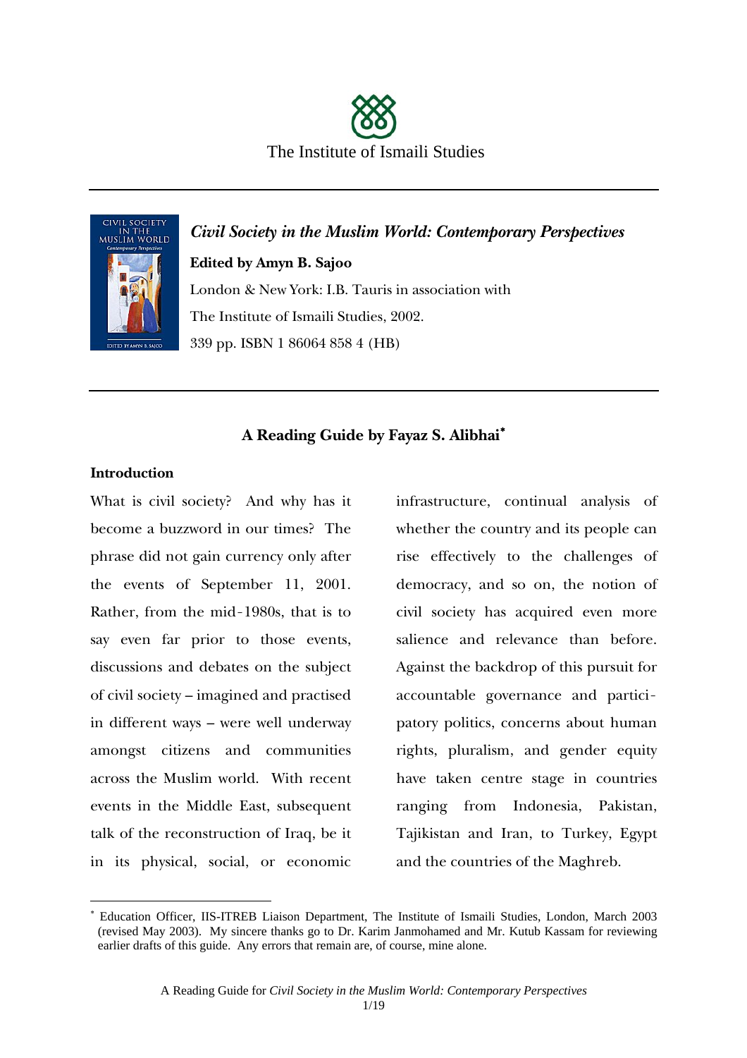The Institute of Ismaili Studies

***Civil Society in the Muslim World: Contemporary Perspectives***

**Edited by Amyn B. Sajoo**

London & New York: I.B. Tauris in association with
The Institute of Ismaili Studies, 2002.
339 pp. ISBN 1 86064 858 4 (HB)

## A Reading Guide by Fayaz S. Alibhai[*]

### Introduction

What is civil society? And why has it become a buzzword in our times? The phrase did not gain currency only after the events of September 11, 2001. Rather, from the mid-1980s, that is to say even far prior to those events, discussions and debates on the subject of civil society – imagined and practised in different ways – were well underway amongst citizens and communities across the Muslim world. With recent events in the Middle East, subsequent talk of the reconstruction of Iraq, be it in its physical, social, or economic infrastructure, continual analysis of whether the country and its people can rise effectively to the challenges of democracy, and so on, the notion of civil society has acquired even more salience and relevance than before. Against the backdrop of this pursuit for accountable governance and participatory politics, concerns about human rights, pluralism, and gender equity have taken centre stage in countries ranging from Indonesia, Pakistan, Tajikistan and Iran, to Turkey, Egypt and the countries of the Maghreb.

---

[*] Education Officer, IIS-ITREB Liaison Department, The Institute of Ismaili Studies, London, March 2003 (revised May 2003). My sincere thanks go to Dr. Karim Janmohamed and Mr. Kutub Kassam for reviewing earlier drafts of this guide. Any errors that remain are, of course, mine alone.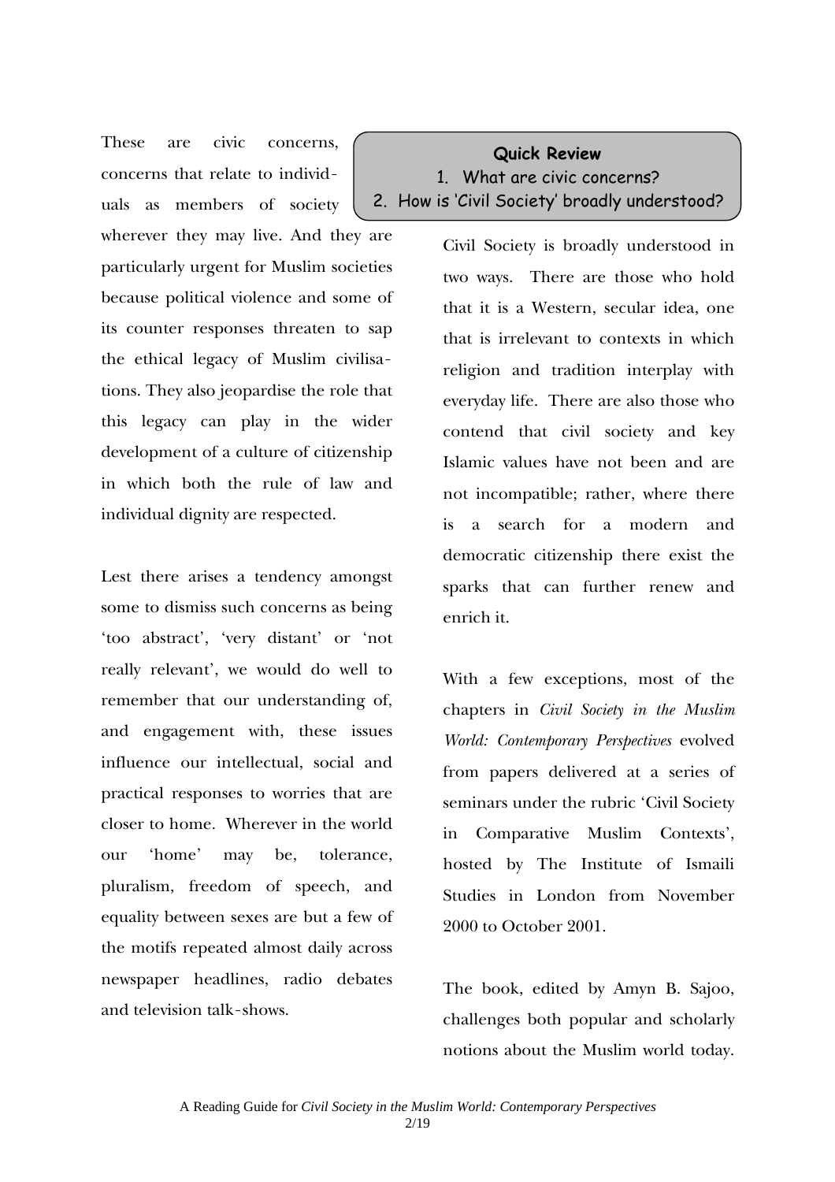These are civic concerns, concerns that relate to individuals as members of society wherever they may live. And they are particularly urgent for Muslim societies because political violence and some of its counter responses threaten to sap the ethical legacy of Muslim civilisations. They also jeopardise the role that this legacy can play in the wider development of a culture of citizenship in which both the rule of law and individual dignity are respected.

Lest there arises a tendency amongst some to dismiss such concerns as being 'too abstract', 'very distant' or 'not really relevant', we would do well to remember that our understanding of, and engagement with, these issues influence our intellectual, social and practical responses to worries that are closer to home. Wherever in the world our 'home' may be, tolerance, pluralism, freedom of speech, and equality between sexes are but a few of the motifs repeated almost daily across newspaper headlines, radio debates and television talk-shows.

> **Quick Review**
> 1. What are civic concerns?
> 2. How is 'Civil Society' broadly understood?

Civil Society is broadly understood in two ways. There are those who hold that it is a Western, secular idea, one that is irrelevant to contexts in which religion and tradition interplay with everyday life. There are also those who contend that civil society and key Islamic values have not been and are not incompatible; rather, where there is a search for a modern and democratic citizenship there exist the sparks that can further renew and enrich it.

With a few exceptions, most of the chapters in *Civil Society in the Muslim World: Contemporary Perspectives* evolved from papers delivered at a series of seminars under the rubric 'Civil Society in Comparative Muslim Contexts', hosted by The Institute of Ismaili Studies in London from November 2000 to October 2001.

The book, edited by Amyn B. Sajoo, challenges both popular and scholarly notions about the Muslim world today.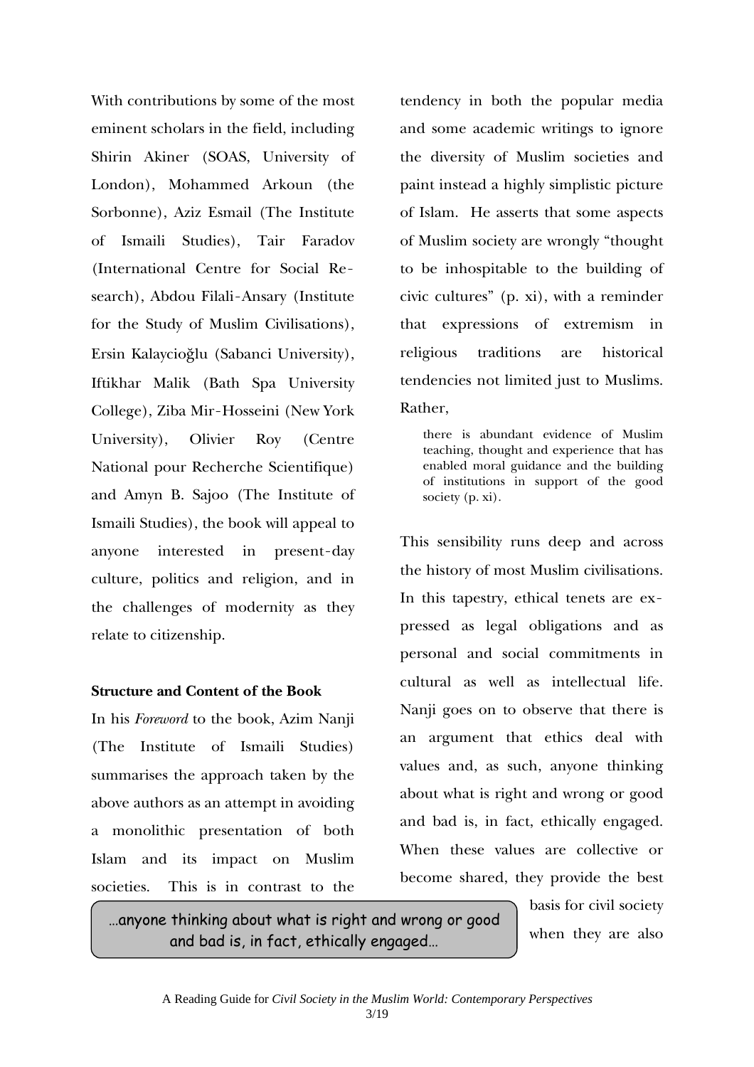With contributions by some of the most eminent scholars in the field, including Shirin Akiner (SOAS, University of London), Mohammed Arkoun (the Sorbonne), Aziz Esmail (The Institute of Ismaili Studies), Tair Faradov (International Centre for Social Research), Abdou Filali-Ansary (Institute for the Study of Muslim Civilisations), Ersin Kalaycioğlu (Sabanci University), Iftikhar Malik (Bath Spa University College), Ziba Mir-Hosseini (New York University), Olivier Roy (Centre National pour Recherche Scientifique) and Amyn B. Sajoo (The Institute of Ismaili Studies), the book will appeal to anyone interested in present-day culture, politics and religion, and in the challenges of modernity as they relate to citizenship.

**Structure and Content of the Book**

In his *Foreword* to the book, Azim Nanji (The Institute of Ismaili Studies) summarises the approach taken by the above authors as an attempt in avoiding a monolithic presentation of both Islam and its impact on Muslim societies. This is in contrast to the tendency in both the popular media and some academic writings to ignore the diversity of Muslim societies and paint instead a highly simplistic picture of Islam. He asserts that some aspects of Muslim society are wrongly "thought to be inhospitable to the building of civic cultures" (p. xi), with a reminder that expressions of extremism in religious traditions are historical tendencies not limited just to Muslims. Rather,

> there is abundant evidence of Muslim teaching, thought and experience that has enabled moral guidance and the building of institutions in support of the good society (p. xi).

This sensibility runs deep and across the history of most Muslim civilisations. In this tapestry, ethical tenets are expressed as legal obligations and as personal and social commitments in cultural as well as intellectual life. Nanji goes on to observe that there is an argument that ethics deal with values and, as such, anyone thinking about what is right and wrong or good and bad is, in fact, ethically engaged. When these values are collective or become shared, they provide the best basis for civil society when they are also

> …anyone thinking about what is right and wrong or good and bad is, in fact, ethically engaged…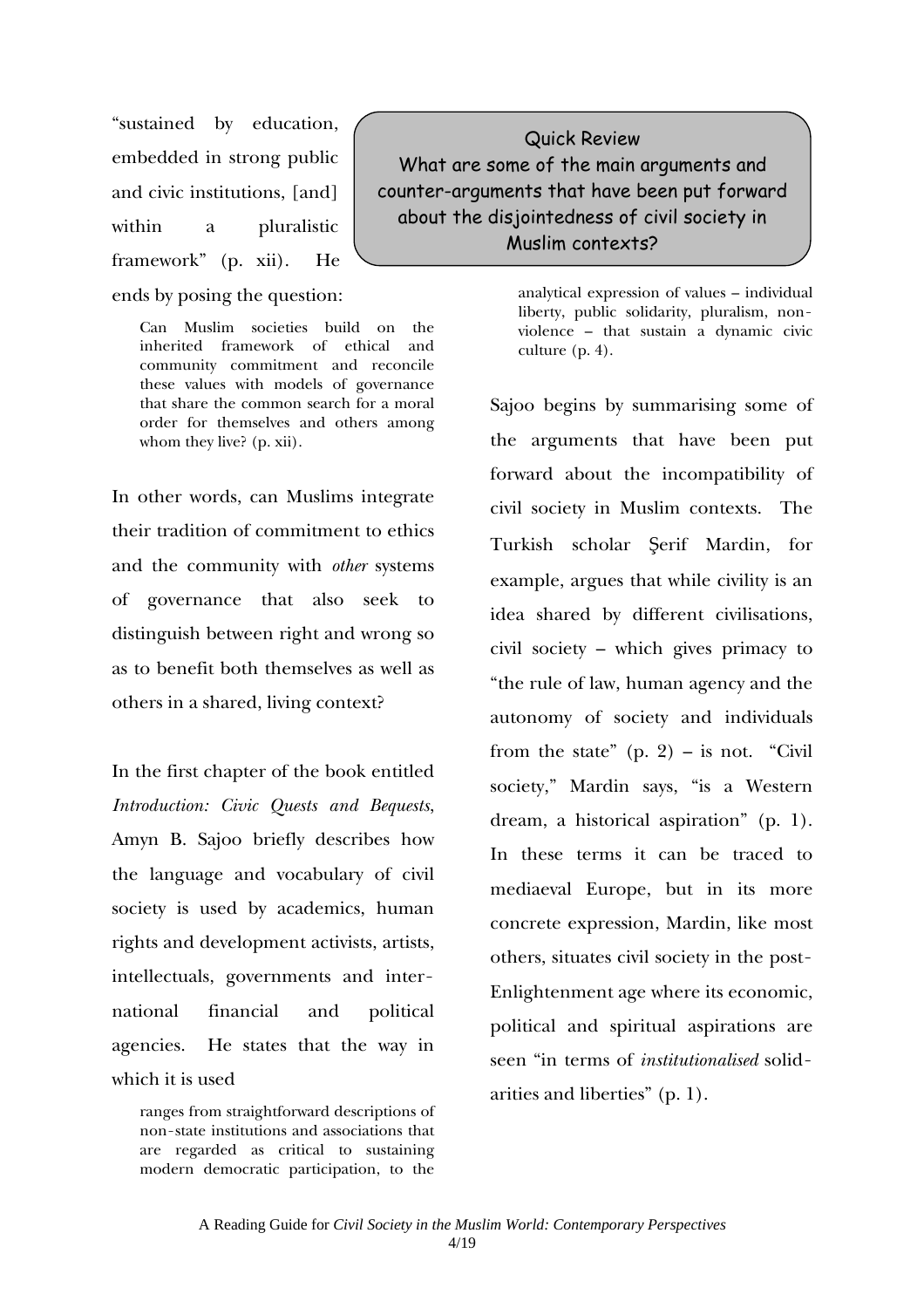"sustained by education, embedded in strong public and civic institutions, [and] within a pluralistic framework" (p. xii). He ends by posing the question:

> Can Muslim societies build on the inherited framework of ethical and community commitment and reconcile these values with models of governance that share the common search for a moral order for themselves and others among whom they live? (p. xii).

In other words, can Muslims integrate their tradition of commitment to ethics and the community with *other* systems of governance that also seek to distinguish between right and wrong so as to benefit both themselves as well as others in a shared, living context?

In the first chapter of the book entitled *Introduction: Civic Quests and Bequests*, Amyn B. Sajoo briefly describes how the language and vocabulary of civil society is used by academics, human rights and development activists, artists, intellectuals, governments and international financial and political agencies. He states that the way in which it is used

> ranges from straightforward descriptions of non-state institutions and associations that are regarded as critical to sustaining modern democratic participation, to the analytical expression of values – individual liberty, public solidarity, pluralism, non-violence – that sustain a dynamic civic culture (p. 4).

**Quick Review**
What are some of the main arguments and counter-arguments that have been put forward about the disjointedness of civil society in Muslim contexts?

Sajoo begins by summarising some of the arguments that have been put forward about the incompatibility of civil society in Muslim contexts. The Turkish scholar Şerif Mardin, for example, argues that while civility is an idea shared by different civilisations, civil society – which gives primacy to "the rule of law, human agency and the autonomy of society and individuals from the state" (p. 2) – is not. "Civil society," Mardin says, "is a Western dream, a historical aspiration" (p. 1). In these terms it can be traced to mediaeval Europe, but in its more concrete expression, Mardin, like most others, situates civil society in the post-Enlightenment age where its economic, political and spiritual aspirations are seen "in terms of *institutionalised* solidarities and liberties" (p. 1).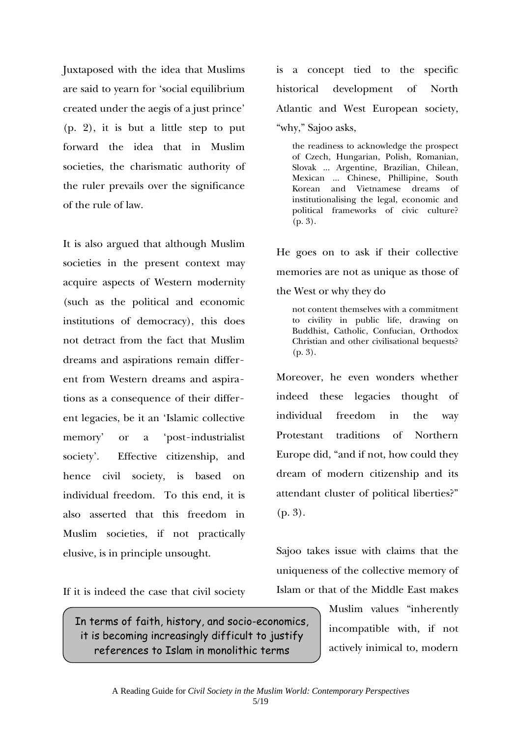Juxtaposed with the idea that Muslims are said to yearn for 'social equilibrium created under the aegis of a just prince' (p. 2), it is but a little step to put forward the idea that in Muslim societies, the charismatic authority of the ruler prevails over the significance of the rule of law.

It is also argued that although Muslim societies in the present context may acquire aspects of Western modernity (such as the political and economic institutions of democracy), this does not detract from the fact that Muslim dreams and aspirations remain different from Western dreams and aspirations as a consequence of their different legacies, be it an 'Islamic collective memory' or a 'post-industrialist society'. Effective citizenship, and hence civil society, is based on individual freedom. To this end, it is also asserted that this freedom in Muslim societies, if not practically elusive, is in principle unsought.

If it is indeed the case that civil society is a concept tied to the specific historical development of North Atlantic and West European society, "why," Sajoo asks,

> the readiness to acknowledge the prospect of Czech, Hungarian, Polish, Romanian, Slovak ... Argentine, Brazilian, Chilean, Mexican ... Chinese, Phillipine, South Korean and Vietnamese dreams of institutionalising the legal, economic and political frameworks of civic culture? (p. 3).

He goes on to ask if their collective memories are not as unique as those of the West or why they do

> not content themselves with a commitment to civility in public life, drawing on Buddhist, Catholic, Confucian, Orthodox Christian and other civilisational bequests? (p. 3).

Moreover, he even wonders whether indeed these legacies thought of individual freedom in the way Protestant traditions of Northern Europe did, "and if not, how could they dream of modern citizenship and its attendant cluster of political liberties?" (p. 3).

Sajoo takes issue with claims that the uniqueness of the collective memory of Islam or that of the Middle East makes Muslim values "inherently incompatible with, if not actively inimical to, modern

> In terms of faith, history, and socio-economics, it is becoming increasingly difficult to justify references to Islam in monolithic terms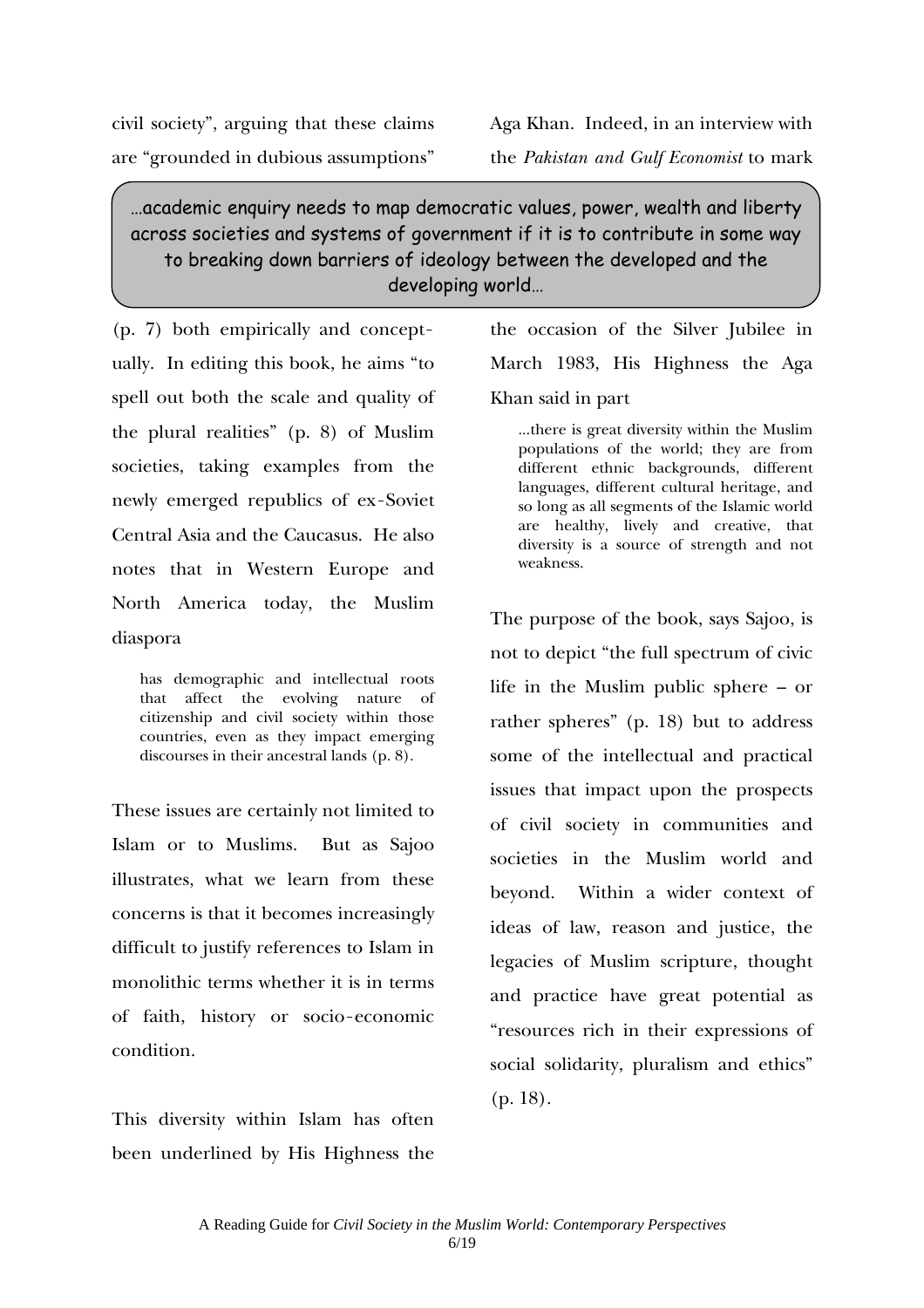civil society", arguing that these claims are "grounded in dubious assumptions" (p. 7) both empirically and conceptually. In editing this book, he aims "to spell out both the scale and quality of the plural realities" (p. 8) of Muslim societies, taking examples from the newly emerged republics of ex-Soviet Central Asia and the Caucasus. He also notes that in Western Europe and North America today, the Muslim diaspora

> has demographic and intellectual roots that affect the evolving nature of citizenship and civil society within those countries, even as they impact emerging discourses in their ancestral lands (p. 8).

These issues are certainly not limited to Islam or to Muslims. But as Sajoo illustrates, what we learn from these concerns is that it becomes increasingly difficult to justify references to Islam in monolithic terms whether it is in terms of faith, history or socio-economic condition.

This diversity within Islam has often been underlined by His Highness the Aga Khan. Indeed, in an interview with the *Pakistan and Gulf Economist* to mark the occasion of the Silver Jubilee in March 1983, His Highness the Aga Khan said in part

> ...there is great diversity within the Muslim populations of the world; they are from different ethnic backgrounds, different languages, different cultural heritage, and so long as all segments of the Islamic world are healthy, lively and creative, that diversity is a source of strength and not weakness.

> …academic enquiry needs to map democratic values, power, wealth and liberty across societies and systems of government if it is to contribute in some way to breaking down barriers of ideology between the developed and the developing world…

The purpose of the book, says Sajoo, is not to depict "the full spectrum of civic life in the Muslim public sphere – or rather spheres" (p. 18) but to address some of the intellectual and practical issues that impact upon the prospects of civil society in communities and societies in the Muslim world and beyond. Within a wider context of ideas of law, reason and justice, the legacies of Muslim scripture, thought and practice have great potential as "resources rich in their expressions of social solidarity, pluralism and ethics" (p. 18).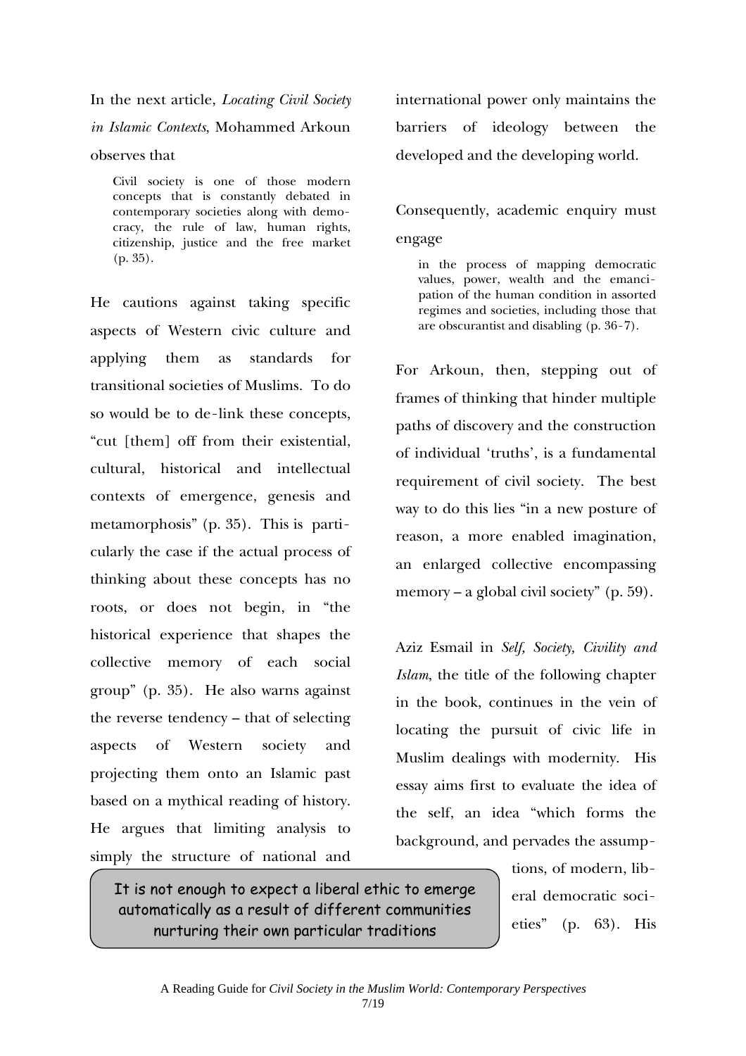In the next article, *Locating Civil Society in Islamic Contexts*, Mohammed Arkoun observes that

> Civil society is one of those modern concepts that is constantly debated in contemporary societies along with democracy, the rule of law, human rights, citizenship, justice and the free market (p. 35).

He cautions against taking specific aspects of Western civic culture and applying them as standards for transitional societies of Muslims. To do so would be to de-link these concepts, "cut [them] off from their existential, cultural, historical and intellectual contexts of emergence, genesis and metamorphosis" (p. 35). This is particularly the case if the actual process of thinking about these concepts has no roots, or does not begin, in "the historical experience that shapes the collective memory of each social group" (p. 35). He also warns against the reverse tendency – that of selecting aspects of Western society and projecting them onto an Islamic past based on a mythical reading of history. He argues that limiting analysis to simply the structure of national and international power only maintains the barriers of ideology between the developed and the developing world.

Consequently, academic enquiry must engage

> in the process of mapping democratic values, power, wealth and the emancipation of the human condition in assorted regimes and societies, including those that are obscurantist and disabling (p. 36-7).

For Arkoun, then, stepping out of frames of thinking that hinder multiple paths of discovery and the construction of individual 'truths', is a fundamental requirement of civil society. The best way to do this lies "in a new posture of reason, a more enabled imagination, an enlarged collective encompassing memory – a global civil society" (p. 59).

Aziz Esmail in *Self, Society, Civility and Islam*, the title of the following chapter in the book, continues in the vein of locating the pursuit of civic life in Muslim dealings with modernity. His essay aims first to evaluate the idea of the self, an idea "which forms the background, and pervades the assumptions, of modern, liberal democratic societies" (p. 63). His

> It is not enough to expect a liberal ethic to emerge automatically as a result of different communities nurturing their own particular traditions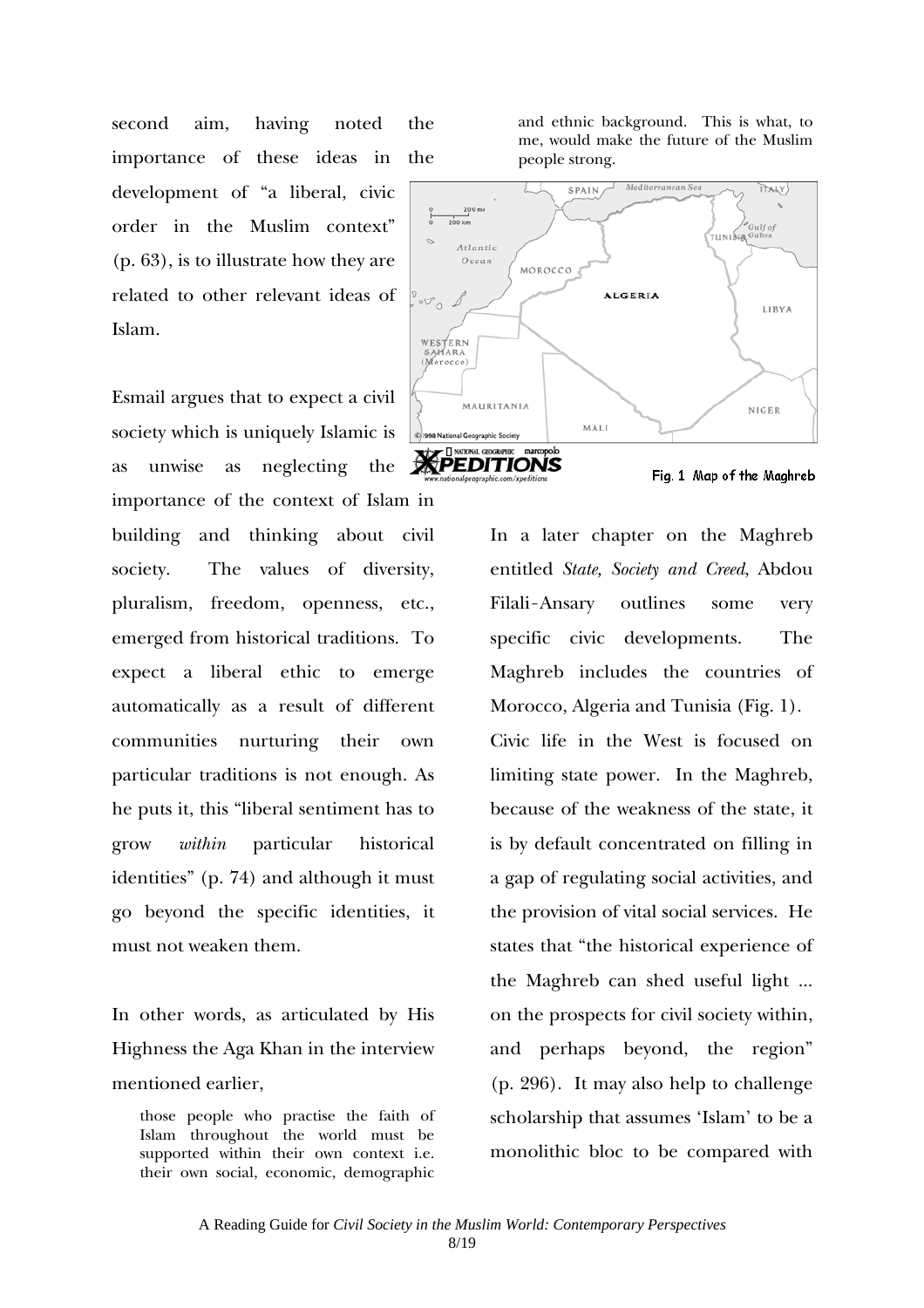second aim, having noted the importance of these ideas in the development of "a liberal, civic order in the Muslim context" (p. 63), is to illustrate how they are related to other relevant ideas of Islam.

Esmail argues that to expect a civil society which is uniquely Islamic is as unwise as neglecting the importance of the context of Islam in building and thinking about civil society. The values of diversity, pluralism, freedom, openness, etc., emerged from historical traditions. To expect a liberal ethic to emerge automatically as a result of different communities nurturing their own particular traditions is not enough. As he puts it, this "liberal sentiment has to grow *within* particular historical identities" (p. 74) and although it must go beyond the specific identities, it must not weaken them.

In other words, as articulated by His Highness the Aga Khan in the interview mentioned earlier,

> those people who practise the faith of Islam throughout the world must be supported within their own context i.e. their own social, economic, demographic and ethnic background. This is what, to me, would make the future of the Muslim people strong.

Fig. 1 Map of the Maghreb

In a later chapter on the Maghreb entitled *State, Society and Creed*, Abdou Filali-Ansary outlines some very specific civic developments. The Maghreb includes the countries of Morocco, Algeria and Tunisia (Fig. 1). Civic life in the West is focused on limiting state power. In the Maghreb, because of the weakness of the state, it is by default concentrated on filling in a gap of regulating social activities, and the provision of vital social services. He states that "the historical experience of the Maghreb can shed useful light ... on the prospects for civil society within, and perhaps beyond, the region" (p. 296). It may also help to challenge scholarship that assumes 'Islam' to be a monolithic bloc to be compared with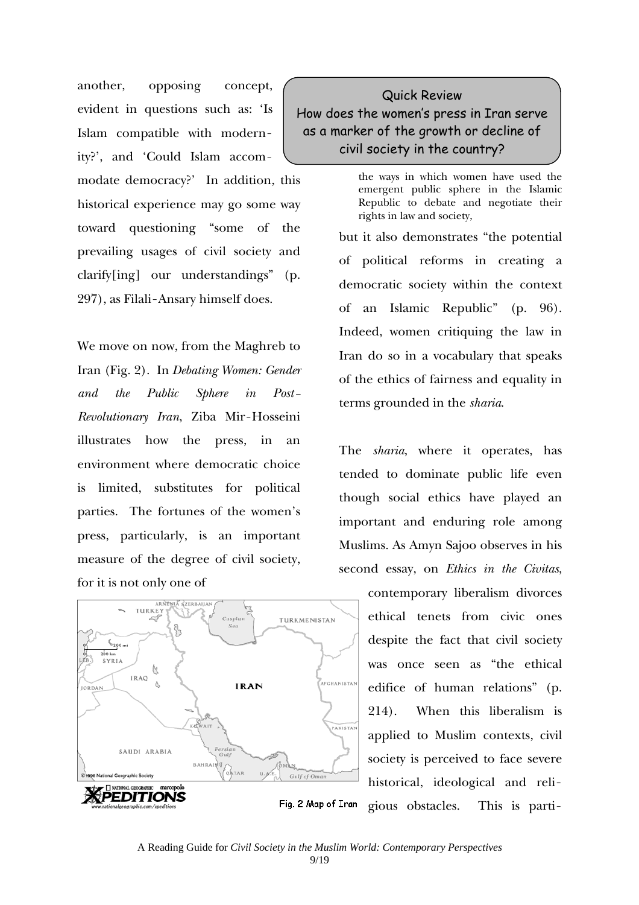another, opposing concept, evident in questions such as: 'Is Islam compatible with modernity?', and 'Could Islam accommodate democracy?' In addition, this historical experience may go some way toward questioning "some of the prevailing usages of civil society and clarify[ing] our understandings" (p. 297), as Filali-Ansary himself does.

> **Quick Review**
> How does the women's press in Iran serve as a marker of the growth or decline of civil society in the country?

We move on now, from the Maghreb to Iran (Fig. 2). In *Debating Women: Gender and the Public Sphere in Post-Revolutionary Iran*, Ziba Mir-Hosseini illustrates how the press, in an environment where democratic choice is limited, substitutes for political parties. The fortunes of the women's press, particularly, is an important measure of the degree of civil society, for it is not only one of

> the ways in which women have used the emergent public sphere in the Islamic Republic to debate and negotiate their rights in law and society,

but it also demonstrates "the potential of political reforms in creating a democratic society within the context of an Islamic Republic" (p. 96). Indeed, women critiquing the law in Iran do so in a vocabulary that speaks of the ethics of fairness and equality in terms grounded in the *sharia*.

Fig. 2 Map of Iran

The *sharia*, where it operates, has tended to dominate public life even though social ethics have played an important and enduring role among Muslims. As Amyn Sajoo observes in his second essay, on *Ethics in the Civitas*,

> contemporary liberalism divorces ethical tenets from civic ones despite the fact that civil society was once seen as "the ethical edifice of human relations" (p. 214). When this liberalism is applied to Muslim contexts, civil society is perceived to face severe historical, ideological and religious obstacles. This is parti-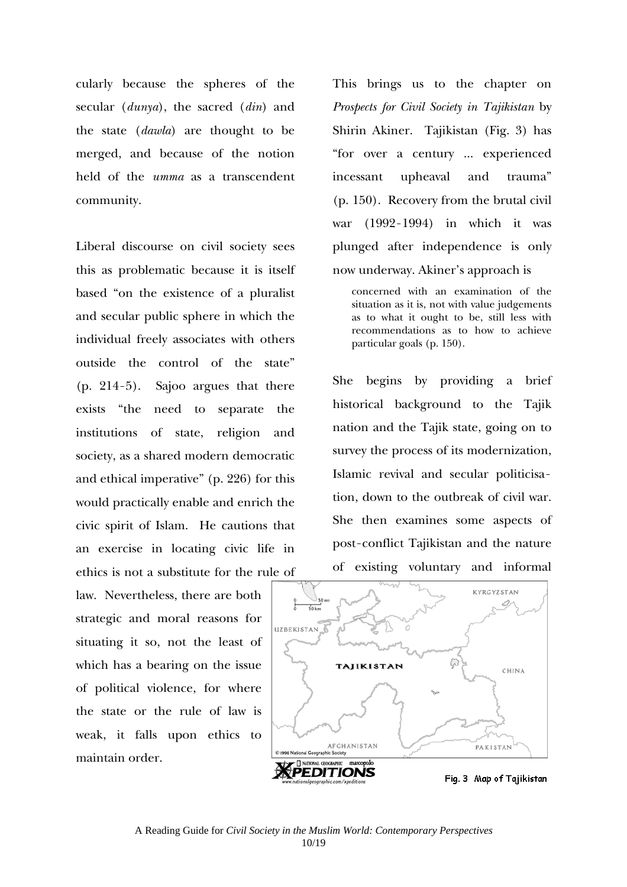cularly because the spheres of the secular (*dunya*), the sacred (*din*) and the state (*dawla*) are thought to be merged, and because of the notion held of the *umma* as a transcendent community.

Liberal discourse on civil society sees this as problematic because it is itself based "on the existence of a pluralist and secular public sphere in which the individual freely associates with others outside the control of the state" (p. 214-5). Sajoo argues that there exists "the need to separate the institutions of state, religion and society, as a shared modern democratic and ethical imperative" (p. 226) for this would practically enable and enrich the civic spirit of Islam. He cautions that an exercise in locating civic life in ethics is not a substitute for the rule of law. Nevertheless, there are both strategic and moral reasons for situating it so, not the least of which has a bearing on the issue of political violence, for where the state or the rule of law is weak, it falls upon ethics to maintain order.

This brings us to the chapter on *Prospects for Civil Society in Tajikistan* by Shirin Akiner. Tajikistan (Fig. 3) has "for over a century ... experienced incessant upheaval and trauma" (p. 150). Recovery from the brutal civil war (1992-1994) in which it was plunged after independence is only now underway. Akiner's approach is

> concerned with an examination of the situation as it is, not with value judgements as to what it ought to be, still less with recommendations as to how to achieve particular goals (p. 150).

She begins by providing a brief historical background to the Tajik nation and the Tajik state, going on to survey the process of its modernization, Islamic revival and secular politicisation, down to the outbreak of civil war. She then examines some aspects of post-conflict Tajikistan and the nature of existing voluntary and informal

Fig. 3 Map of Tajikistan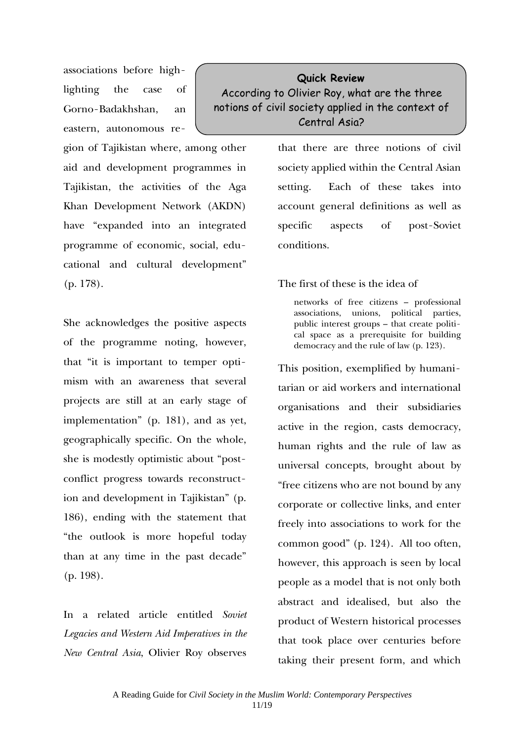associations before highlighting the case of Gorno-Badakhshan, an eastern, autonomous region of Tajikistan where, among other aid and development programmes in Tajikistan, the activities of the Aga Khan Development Network (AKDN) have "expanded into an integrated programme of economic, social, educational and cultural development" (p. 178).

> **Quick Review**
> According to Olivier Roy, what are the three notions of civil society applied in the context of Central Asia?

She acknowledges the positive aspects of the programme noting, however, that "it is important to temper optimism with an awareness that several projects are still at an early stage of implementation" (p. 181), and as yet, geographically specific. On the whole, she is modestly optimistic about "post-conflict progress towards reconstruction and development in Tajikistan" (p. 186), ending with the statement that "the outlook is more hopeful today than at any time in the past decade" (p. 198).

In a related article entitled *Soviet Legacies and Western Aid Imperatives in the New Central Asia*, Olivier Roy observes that there are three notions of civil society applied within the Central Asian setting. Each of these takes into account general definitions as well as specific aspects of post-Soviet conditions.

The first of these is the idea of

> networks of free citizens – professional associations, unions, political parties, public interest groups – that create political space as a prerequisite for building democracy and the rule of law (p. 123).

This position, exemplified by humanitarian or aid workers and international organisations and their subsidiaries active in the region, casts democracy, human rights and the rule of law as universal concepts, brought about by "free citizens who are not bound by any corporate or collective links, and enter freely into associations to work for the common good" (p. 124). All too often, however, this approach is seen by local people as a model that is not only both abstract and idealised, but also the product of Western historical processes that took place over centuries before taking their present form, and which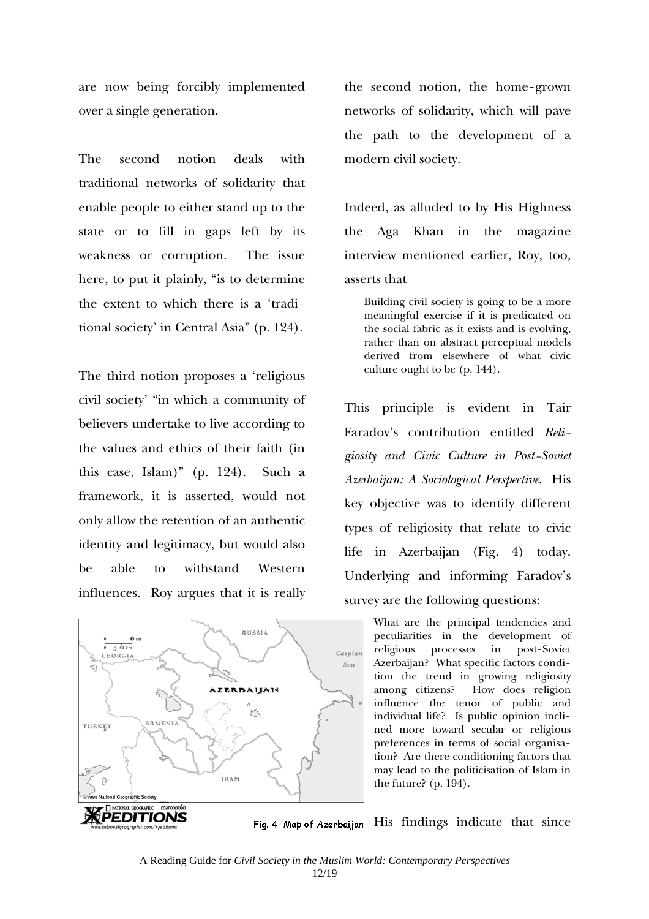are now being forcibly implemented over a single generation.

The second notion deals with traditional networks of solidarity that enable people to either stand up to the state or to fill in gaps left by its weakness or corruption. The issue here, to put it plainly, "is to determine the extent to which there is a 'traditional society' in Central Asia" (p. 124).

The third notion proposes a 'religious civil society' "in which a community of believers undertake to live according to the values and ethics of their faith (in this case, Islam)" (p. 124). Such a framework, it is asserted, would not only allow the retention of an authentic identity and legitimacy, but would also be able to withstand Western influences. Roy argues that it is really the second notion, the home-grown networks of solidarity, which will pave the path to the development of a modern civil society.

Indeed, as alluded to by His Highness the Aga Khan in the magazine interview mentioned earlier, Roy, too, asserts that

> Building civil society is going to be a more meaningful exercise if it is predicated on the social fabric as it exists and is evolving, rather than on abstract perceptual models derived from elsewhere of what civic culture ought to be (p. 144).

This principle is evident in Tair Faradov's contribution entitled *Religiosity and Civic Culture in Post-Soviet Azerbaijan: A Sociological Perspective*. His key objective was to identify different types of religiosity that relate to civic life in Azerbaijan (Fig. 4) today. Underlying and informing Faradov's survey are the following questions:

> What are the principal tendencies and peculiarities in the development of religious processes in post-Soviet Azerbaijan? What specific factors condition the trend in growing religiosity among citizens? How does religion influence the tenor of public and individual life? Is public opinion inclined more toward secular or religious preferences in terms of social organisation? Are there conditioning factors that may lead to the politicisation of Islam in the future? (p. 194).

Fig. 4 Map of Azerbaijan

His findings indicate that since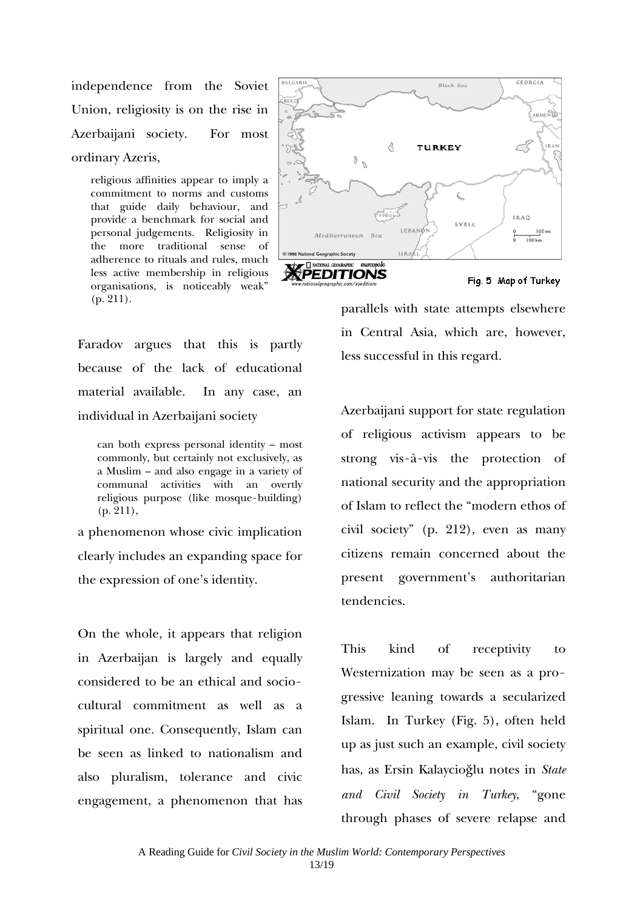independence from the Soviet Union, religiosity is on the rise in Azerbaijani society. For most ordinary Azeris,

> religious affinities appear to imply a commitment to norms and customs that guide daily behaviour, and provide a benchmark for social and personal judgements. Religiosity in the more traditional sense of adherence to rituals and rules, much less active membership in religious organisations, is noticeably weak" (p. 211).

Faradov argues that this is partly because of the lack of educational material available. In any case, an individual in Azerbaijani society

> can both express personal identity – most commonly, but certainly not exclusively, as a Muslim – and also engage in a variety of communal activities with an overtly religious purpose (like mosque-building) (p. 211),

a phenomenon whose civic implication clearly includes an expanding space for the expression of one's identity.

On the whole, it appears that religion in Azerbaijan is largely and equally considered to be an ethical and socio-cultural commitment as well as a spiritual one. Consequently, Islam can be seen as linked to nationalism and also pluralism, tolerance and civic engagement, a phenomenon that has parallels with state attempts elsewhere in Central Asia, which are, however, less successful in this regard.

Fig. 5 Map of Turkey

Azerbaijani support for state regulation of religious activism appears to be strong vis-à-vis the protection of national security and the appropriation of Islam to reflect the "modern ethos of civil society" (p. 212), even as many citizens remain concerned about the present government's authoritarian tendencies.

This kind of receptivity to Westernization may be seen as a progressive leaning towards a secularized Islam. In Turkey (Fig. 5), often held up as just such an example, civil society has, as Ersin Kalaycioğlu notes in *State and Civil Society in Turkey*, "gone through phases of severe relapse and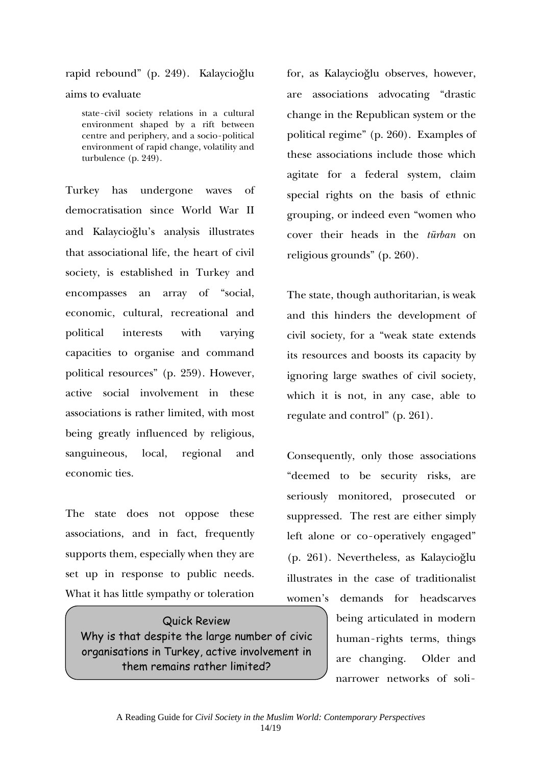rapid rebound" (p. 249). Kalaycioğlu aims to evaluate

> state-civil society relations in a cultural environment shaped by a rift between centre and periphery, and a socio-political environment of rapid change, volatility and turbulence (p. 249).

Turkey has undergone waves of democratisation since World War II and Kalaycioğlu's analysis illustrates that associational life, the heart of civil society, is established in Turkey and encompasses an array of "social, economic, cultural, recreational and political interests with varying capacities to organise and command political resources" (p. 259). However, active social involvement in these associations is rather limited, with most being greatly influenced by religious, sanguineous, local, regional and economic ties.

The state does not oppose these associations, and in fact, frequently supports them, especially when they are set up in response to public needs. What it has little sympathy or toleration for, as Kalaycioğlu observes, however, are associations advocating "drastic change in the Republican system or the political regime" (p. 260). Examples of these associations include those which agitate for a federal system, claim special rights on the basis of ethnic grouping, or indeed even "women who cover their heads in the *türban* on religious grounds" (p. 260).

The state, though authoritarian, is weak and this hinders the development of civil society, for a "weak state extends its resources and boosts its capacity by ignoring large swathes of civil society, which it is not, in any case, able to regulate and control" (p. 261).

Consequently, only those associations "deemed to be security risks, are seriously monitored, prosecuted or suppressed. The rest are either simply left alone or co-operatively engaged" (p. 261). Nevertheless, as Kalaycioğlu illustrates in the case of traditionalist women's demands for headscarves being articulated in modern human-rights terms, things are changing. Older and narrower networks of soli-

> Quick Review
> Why is that despite the large number of civic organisations in Turkey, active involvement in them remains rather limited?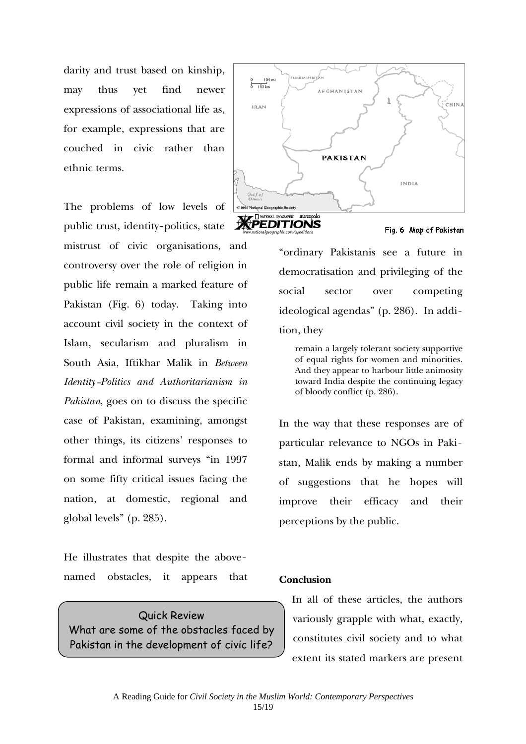darity and trust based on kinship, may thus yet find newer expressions of associational life as, for example, expressions that are couched in civic rather than ethnic terms.

The problems of low levels of public trust, identity-politics, state mistrust of civic organisations, and controversy over the role of religion in public life remain a marked feature of Pakistan (Fig. 6) today. Taking into account civil society in the context of Islam, secularism and pluralism in South Asia, Iftikhar Malik in *Between Identity-Politics and Authoritarianism in Pakistan*, goes on to discuss the specific case of Pakistan, examining, amongst other things, its citizens' responses to formal and informal surveys "in 1997 on some fifty critical issues facing the nation, at domestic, regional and global levels" (p. 285).

He illustrates that despite the above-named obstacles, it appears that "ordinary Pakistanis see a future in democratisation and privileging of the social sector over competing ideological agendas" (p. 286). In addition, they

> remain a largely tolerant society supportive of equal rights for women and minorities. And they appear to harbour little animosity toward India despite the continuing legacy of bloody conflict (p. 286).

In the way that these responses are of particular relevance to NGOs in Pakistan, Malik ends by making a number of suggestions that he hopes will improve their efficacy and their perceptions by the public.

Fig. 6 Map of Pakistan

Quick Review
What are some of the obstacles faced by Pakistan in the development of civic life?

**Conclusion**

In all of these articles, the authors variously grapple with what, exactly, constitutes civil society and to what extent its stated markers are present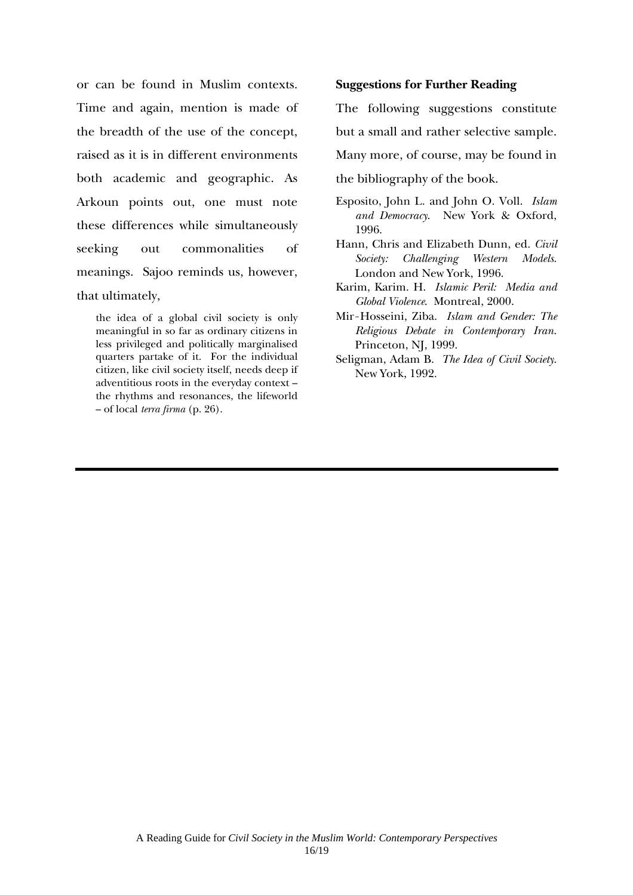or can be found in Muslim contexts. Time and again, mention is made of the breadth of the use of the concept, raised as it is in different environments both academic and geographic. As Arkoun points out, one must note these differences while simultaneously seeking out commonalities of meanings. Sajoo reminds us, however, that ultimately,

> the idea of a global civil society is only meaningful in so far as ordinary citizens in less privileged and politically marginalised quarters partake of it. For the individual citizen, like civil society itself, needs deep if adventitious roots in the everyday context – the rhythms and resonances, the lifeworld – of local *terra firma* (p. 26).

**Suggestions for Further Reading**

The following suggestions constitute but a small and rather selective sample. Many more, of course, may be found in the bibliography of the book.

Esposito, John L. and John O. Voll. *Islam and Democracy*. New York & Oxford, 1996.

Hann, Chris and Elizabeth Dunn, ed. *Civil Society: Challenging Western Models*. London and New York, 1996.

Karim, Karim. H. *Islamic Peril: Media and Global Violence*. Montreal, 2000.

Mir-Hosseini, Ziba. *Islam and Gender: The Religious Debate in Contemporary Iran*. Princeton, NJ, 1999.

Seligman, Adam B. *The Idea of Civil Society*. New York, 1992.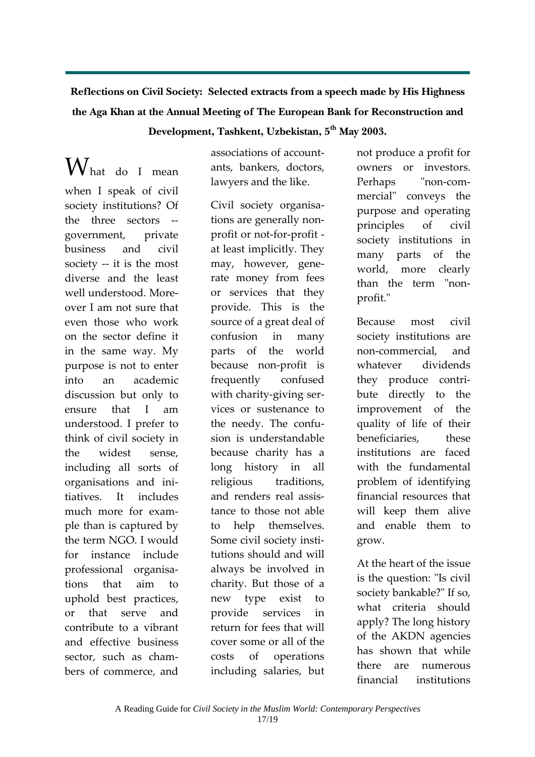**Reflections on Civil Society: Selected extracts from a speech made by His Highness the Aga Khan at the Annual Meeting of The European Bank for Reconstruction and Development, Tashkent, Uzbekistan, 5th May 2003.**

What do I mean when I speak of civil society institutions? Of the three sectors -- government, private business and civil society -- it is the most diverse and the least well understood. Moreover I am not sure that even those who work on the sector define it in the same way. My purpose is not to enter into an academic discussion but only to ensure that I am understood. I prefer to think of civil society in the widest sense, including all sorts of organisations and initiatives. It includes much more for example than is captured by the term NGO. I would for instance include professional organisations that aim to uphold best practices, or that serve and contribute to a vibrant and effective business sector, such as chambers of commerce, and associations of accountants, bankers, doctors, lawyers and the like.

Civil society organisations are generally non-profit or not-for-profit - at least implicitly. They may, however, generate money from fees or services that they provide. This is the source of a great deal of confusion in many parts of the world because non-profit is frequently confused with charity-giving services or sustenance to the needy. The confusion is understandable because charity has a long history in all religious traditions, and renders real assistance to those not able to help themselves. Some civil society institutions should and will always be involved in charity. But those of a new type exist to provide services in return for fees that will cover some or all of the costs of operations including salaries, but not produce a profit for owners or investors. Perhaps "non-commercial" conveys the purpose and operating principles of civil society institutions in many parts of the world, more clearly than the term "non-profit."

Because most civil society institutions are non-commercial, and whatever dividends they produce contribute directly to the improvement of the quality of life of their beneficiaries, these institutions are faced with the fundamental problem of identifying financial resources that will keep them alive and enable them to grow.

At the heart of the issue is the question: "Is civil society bankable?" If so, what criteria should apply? The long history of the AKDN agencies has shown that while there are numerous financial institutions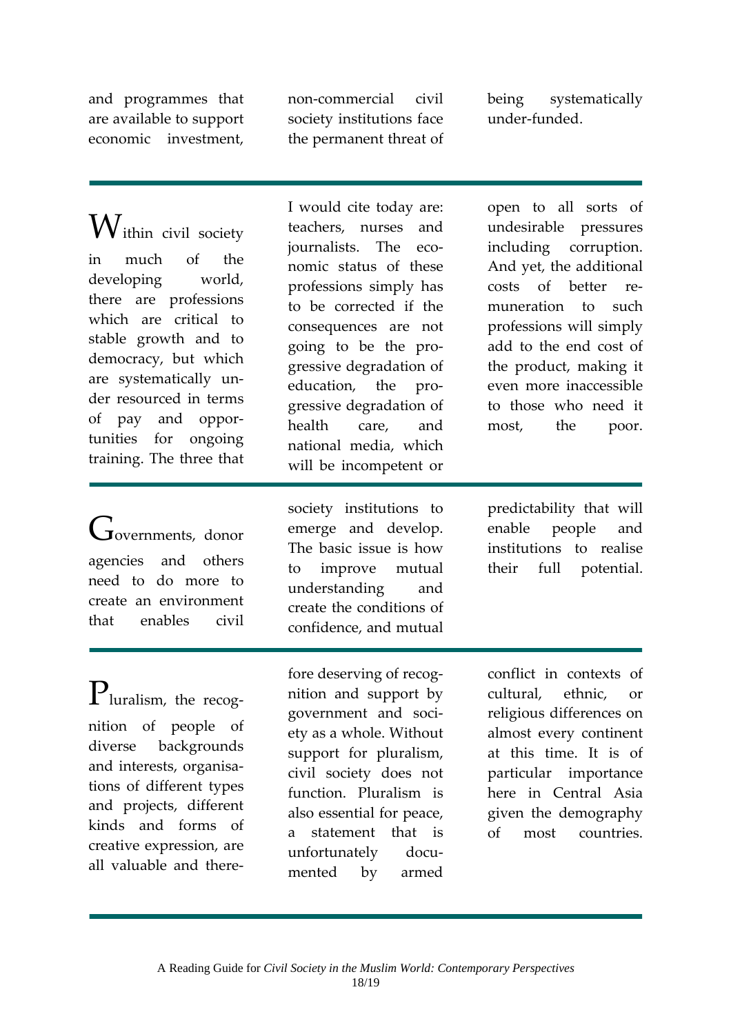and programmes that are available to support economic investment, non-commercial civil society institutions face the permanent threat of being systematically under-funded.

---

Within civil society in much of the developing world, there are professions which are critical to stable growth and to democracy, but which are systematically under resourced in terms of pay and opportunities for ongoing training. The three that I would cite today are: teachers, nurses and journalists. The economic status of these professions simply has to be corrected if the consequences are not going to be the progressive degradation of education, the progressive degradation of health care, and national media, which will be incompetent or open to all sorts of undesirable pressures including corruption. And yet, the additional costs of better remuneration to such professions will simply add to the end cost of the product, making it even more inaccessible to those who need it most, the poor.

---

Governments, donor agencies and others need to do more to create an environment that enables civil society institutions to emerge and develop. The basic issue is how to improve mutual understanding and create the conditions of confidence, and mutual predictability that will enable people and institutions to realise their full potential.

---

Pluralism, the recognition of people of diverse backgrounds and interests, organisations of different types and projects, different kinds and forms of creative expression, are all valuable and therefore deserving of recognition and support by government and society as a whole. Without support for pluralism, civil society does not function. Pluralism is also essential for peace, a statement that is unfortunately documented by armed conflict in contexts of cultural, ethnic, or religious differences on almost every continent at this time. It is of particular importance here in Central Asia given the demography of most countries.

---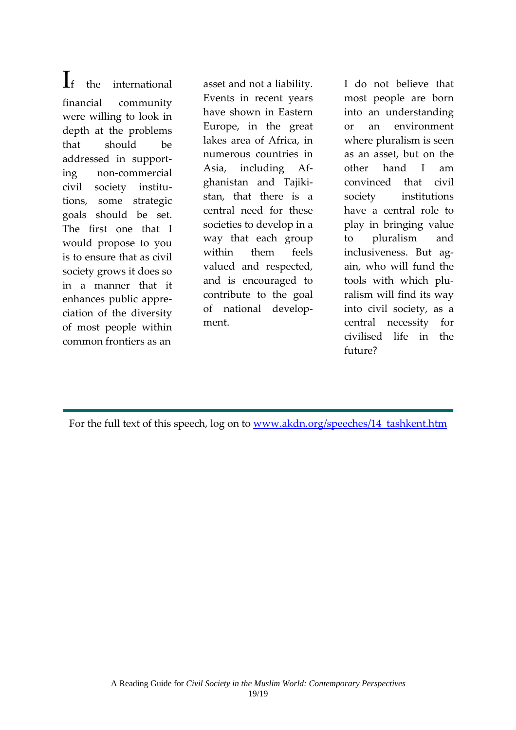If the international financial community were willing to look in depth at the problems that should be addressed in supporting non-commercial civil society institutions, some strategic goals should be set. The first one that I would propose to you is to ensure that as civil society grows it does so in a manner that it enhances public appreciation of the diversity of most people within common frontiers as an asset and not a liability. Events in recent years have shown in Eastern Europe, in the great lakes area of Africa, in numerous countries in Asia, including Afghanistan and Tajikistan, that there is a central need for these societies to develop in a way that each group within them feels valued and respected, and is encouraged to contribute to the goal of national development.

I do not believe that most people are born into an understanding or an environment where pluralism is seen as an asset, but on the other hand I am convinced that civil society institutions have a central role to play in bringing value to pluralism and inclusiveness. But again, who will fund the tools with which pluralism will find its way into civil society, as a central necessity for civilised life in the future?

---

For the full text of this speech, log on to [www.akdn.org/speeches/14_tashkent.htm](www.akdn.org/speeches/14_tashkent.htm)